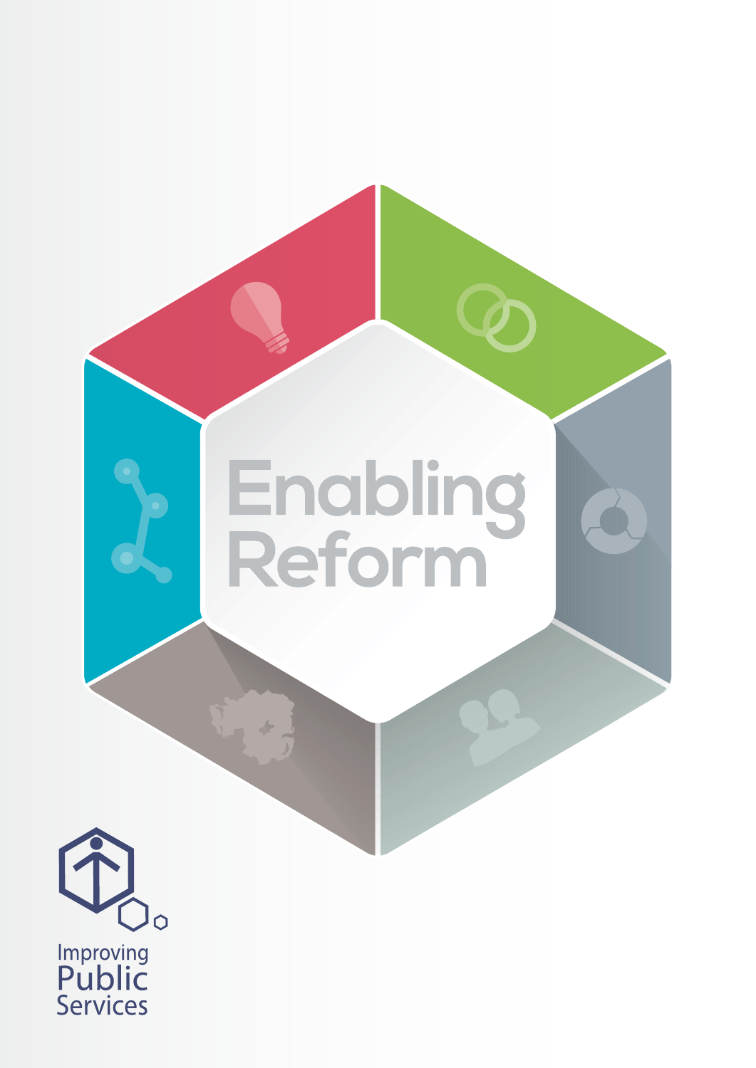# Enabling Reform

Improving Public Services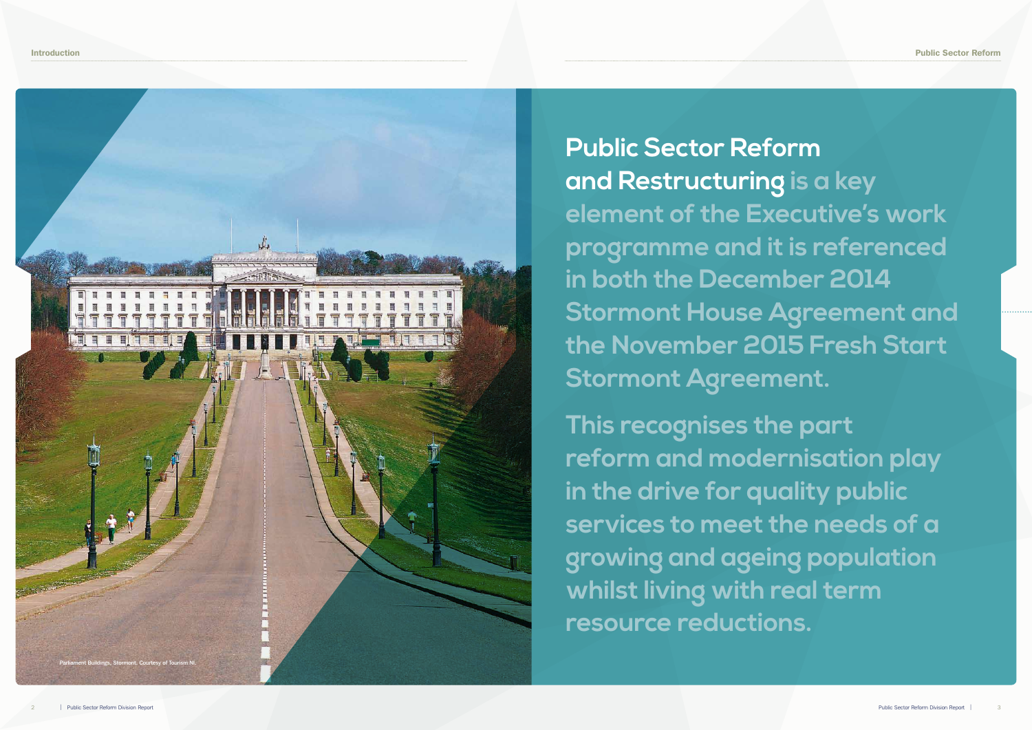Parliament Buildings, Stormont. Courtesy of Tourism NI.

**Public Sector Reform and Restructuring** is a key element of the Executive's work programme and it is referenced in both the December 2014 Stormont House Agreement and the November 2015 Fresh Start Stormont Agreement.

This recognises the part reform and modernisation play in the drive for quality public services to meet the needs of a growing and ageing population whilst living with real term resource reductions.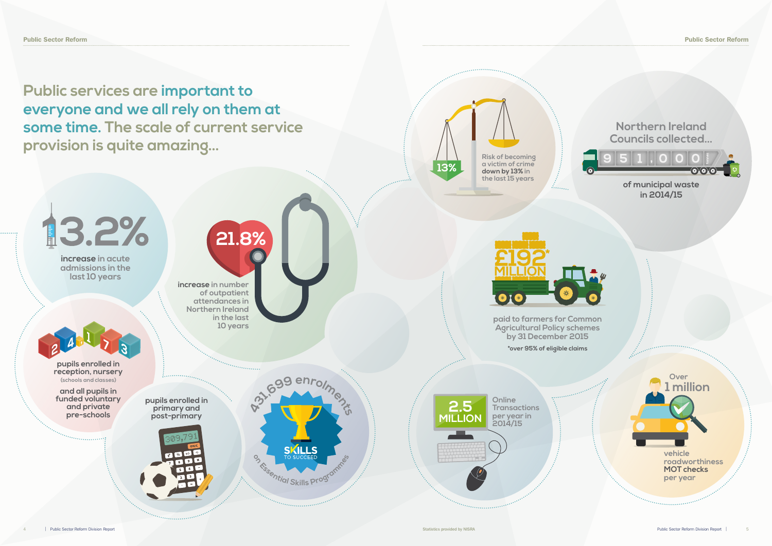# Public services are important to everyone and we all rely on them at some time. The scale of current service provision is quite amazing...

**13.2%**

**increase** in acute admissions in the last 10 years

**21.8%**

**increase** in number of outpatient attendances in Northern Ireland in the last 10 years

**24173**

pupils enrolled in reception, nursery (schools and classes) and all pupils in funded voluntary and private pre-schools

**309,791**

pupils enrolled in primary and post-primary

**431,699 enrolments** on Essential Skills Programmes

SKILLS TO SUCCEED

**13%**

Risk of becoming a victim of crime **down by 13%** in the last 15 years

Northern Ireland Councils collected...

**951,000** tonnes

of municipal waste in 2014/15

**£192* MILLION**

paid to farmers for Common Agricultural Policy schemes by 31 December 2015

*over 95% of eligible claims

**2.5 MILLION**

Online Transactions per year in 2014/15

Over **1 million**

vehicle roadworthiness **MOT checks** per year

Statistics provided by NISRA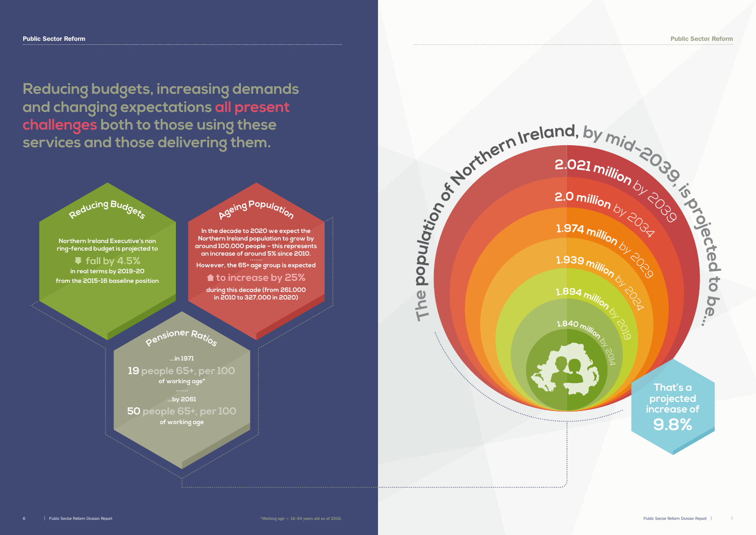## Reducing budgets, increasing demands and changing expectations all present challenges both to those using these services and those delivering them.

### Reducing Budgets

Northern Ireland Executive's non ring-fenced budget is projected to

**fall by 4.5%**

in real terms by 2019-20 from the 2015-16 baseline position

### Ageing Population

In the decade to 2020 we expect the Northern Ireland population to grow by around 100,000 people – this represents an increase of around 5% since 2010.

However, the 65+ age group is expected

**to increase by 25%**

during this decade (from 261,000 in 2010 to 327,000 in 2020)

### Pensioner Ratios

...in 1971

**19 people 65+, per 100** of working age*

...by 2061

**50 people 65+, per 100** of working age

*Working age = 16-64 years old as of 2016.

### The population of Northern Ireland, by mid-2039, is projected to be...

- **1.840 million** by 2014
- **1.894 million** by 2019
- **1.939 million** by 2024
- **1.974 million** by 2029
- **2.0 million** by 2034
- **2.021 million** by 2039

That's a projected increase of **9.8%**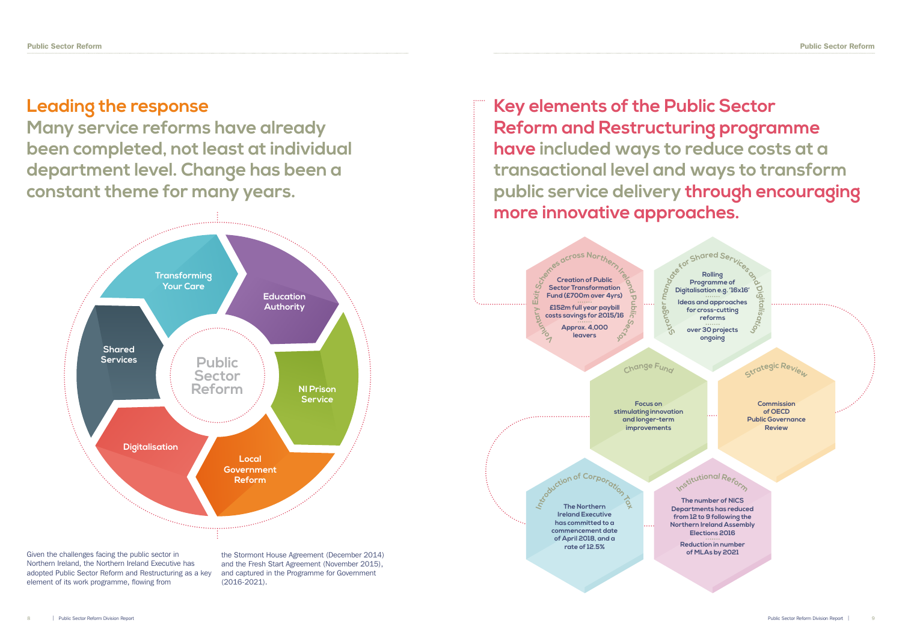## Leading the response

**Many service reforms have already been completed, not least at individual department level. Change has been a constant theme for many years.**

Public Sector Reform

- Transforming Your Care
- Education Authority
- NI Prison Service
- Local Government Reform
- Digitalisation
- Shared Services

Given the challenges facing the public sector in Northern Ireland, the Northern Ireland Executive has adopted Public Sector Reform and Restructuring as a key element of its work programme, flowing from the Stormont House Agreement (December 2014) and the Fresh Start Agreement (November 2015), and captured in the Programme for Government (2016-2021).

## Key elements of the Public Sector Reform and Restructuring programme have included ways to reduce costs at a transactional level and ways to transform public service delivery through encouraging more innovative approaches.

**Voluntary Exit Schemes across Northern Ireland Public Sector**

- Creation of Public Sector Transformation Fund (£700m over 4yrs)
- £152m full year paybill costs savings for 2015/16
- Approx. 4,000 leavers

**Stronger mandate for Shared Services and Digitalisation**

- Rolling Programme of Digitalisation e.g. '16x16'
- Ideas and approaches for cross-cutting reforms
- over 30 projects ongoing

**Change Fund**

- Focus on stimulating innovation and longer-term improvements

**Strategic Review**

- Commission of OECD Public Governance Review

**Introduction of Corporation Tax**

- The Northern Ireland Executive has committed to a commencement date of April 2018, and a rate of 12.5%

**Institutional Reform**

- The number of NICS Departments has reduced from 12 to 9 following the Northern Ireland Assembly Elections 2016
- Reduction in number of MLAs by 2021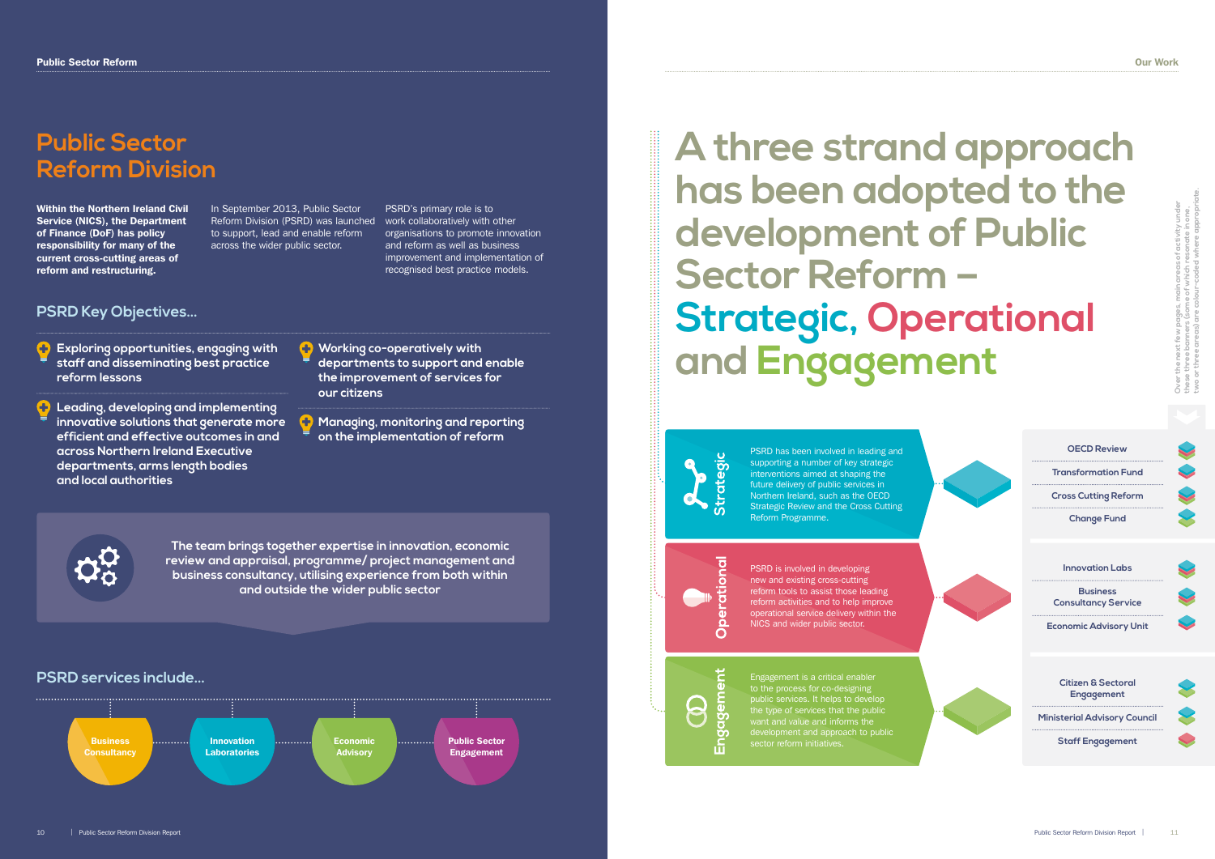# Public Sector Reform Division

**Within the Northern Ireland Civil Service (NICS), the Department of Finance (DoF) has policy responsibility for many of the current cross-cutting areas of reform and restructuring.**

In September 2013, Public Sector Reform Division (PSRD) was launched to support, lead and enable reform across the wider public sector.

PSRD's primary role is to work collaboratively with other organisations to promote innovation and reform as well as business improvement and implementation of recognised best practice models.

## PSRD Key Objectives...

- Exploring opportunities, engaging with staff and disseminating best practice reform lessons
- Leading, developing and implementing innovative solutions that generate more efficient and effective outcomes in and across Northern Ireland Executive departments, arms length bodies and local authorities
- Working co-operatively with departments to support and enable the improvement of services for our citizens
- Managing, monitoring and reporting on the implementation of reform

**The team brings together expertise in innovation, economic review and appraisal, programme/ project management and business consultancy, utilising experience from both within and outside the wider public sector**

## PSRD services include...

- Business Consultancy
- Innovation Laboratories
- Economic Advisory
- Public Sector Engagement

# A three strand approach has been adopted to the development of Public Sector Reform – Strategic, Operational and Engagement

Over the next few pages, main areas of activity under these three banners (some of which resonate in one, two or three areas) are colour-coded where appropriate.

### Strategic

PSRD has been involved in leading and supporting a number of key strategic interventions aimed at shaping the future delivery of public services in Northern Ireland, such as the OECD Strategic Review and the Cross Cutting Reform Programme.

- OECD Review
- Transformation Fund
- Cross Cutting Reform
- Change Fund

### Operational

PSRD is involved in developing new and existing cross-cutting reform tools to assist those leading reform activities and to help improve operational service delivery within the NICS and wider public sector.

- Innovation Labs
- Business Consultancy Service
- Economic Advisory Unit

### Engagement

Engagement is a critical enabler to the process for co-designing public services. It helps to develop the type of services that the public want and value and informs the development and approach to public sector reform initiatives.

- Citizen & Sectoral Engagement
- Ministerial Advisory Council
- Staff Engagement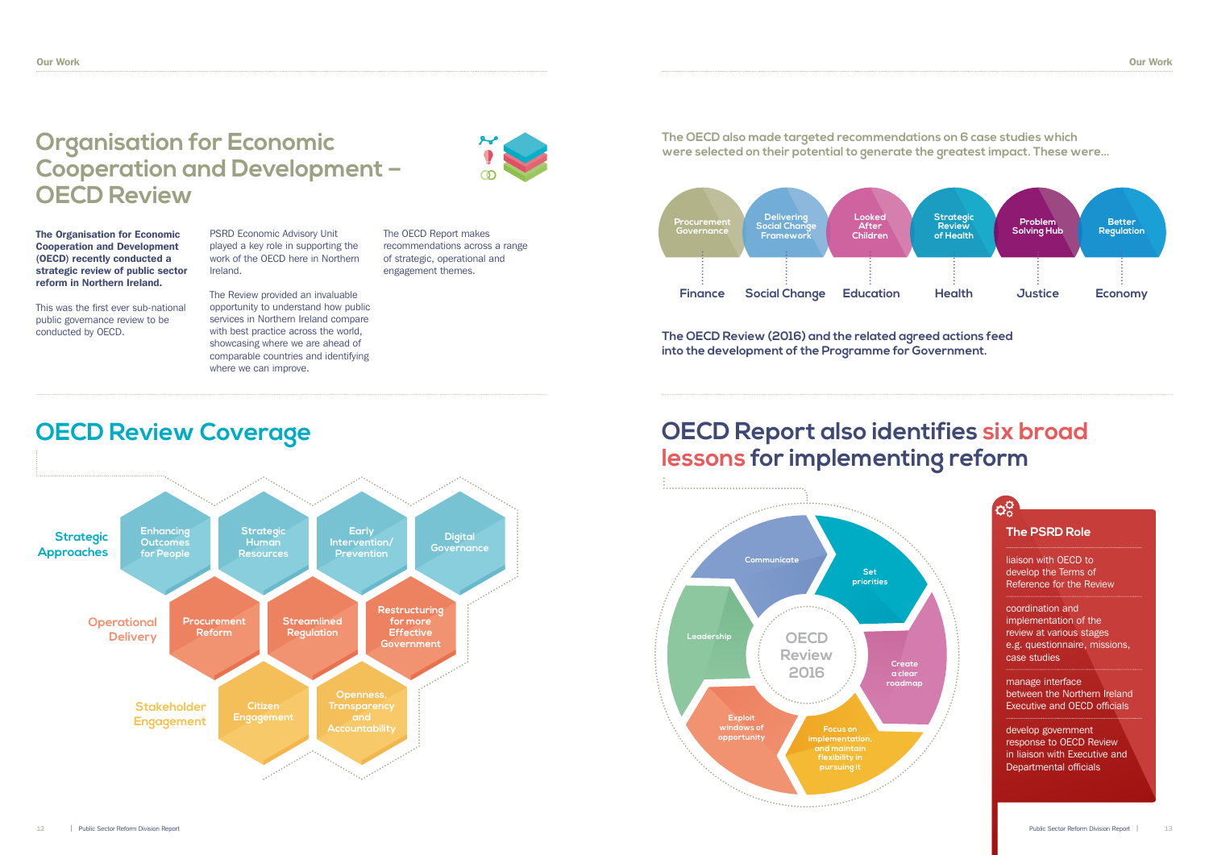# Organisation for Economic Cooperation and Development – OECD Review

**The Organisation for Economic Cooperation and Development (OECD) recently conducted a strategic review of public sector reform in Northern Ireland.**

This was the first ever sub-national public governance review to be conducted by OECD.

PSRD Economic Advisory Unit played a key role in supporting the work of the OECD here in Northern Ireland.

The Review provided an invaluable opportunity to understand how public services in Northern Ireland compare with best practice across the world, showcasing where we are ahead of comparable countries and identifying where we can improve.

The OECD Report makes recommendations across a range of strategic, operational and engagement themes.

## OECD Review Coverage

**Strategic Approaches**
- Enhancing Outcomes for People
- Strategic Human Resources
- Early Intervention/ Prevention
- Digital Governance

**Operational Delivery**
- Procurement Reform
- Streamlined Regulation
- Restructuring for more Effective Government

**Stakeholder Engagement**
- Citizen Engagement
- Openness, Transparency and Accountability

**The OECD also made targeted recommendations on 6 case studies which were selected on their potential to generate the greatest impact. These were...**

| Case study | Area |
| --- | --- |
| Procurement Governance | Finance |
| Delivering Social Change Framework | Social Change |
| Looked After Children | Education |
| Strategic Review of Health | Health |
| Problem Solving Hub | Justice |
| Better Regulation | Economy |

**The OECD Review (2016) and the related agreed actions feed into the development of the Programme for Government.**

## OECD Report also identifies six broad lessons for implementing reform

OECD Review 2016

- Communicate
- Set priorities
- Create a clear roadmap
- Focus on implementation, and maintain flexibility in pursuing it
- Exploit windows of opportunity
- Leadership

### The PSRD Role

- liaison with OECD to develop the Terms of Reference for the Review
- coordination and implementation of the review at various stages e.g. questionnaire, missions, case studies
- manage interface between the Northern Ireland Executive and OECD officials
- develop government response to OECD Review in liaison with Executive and Departmental officials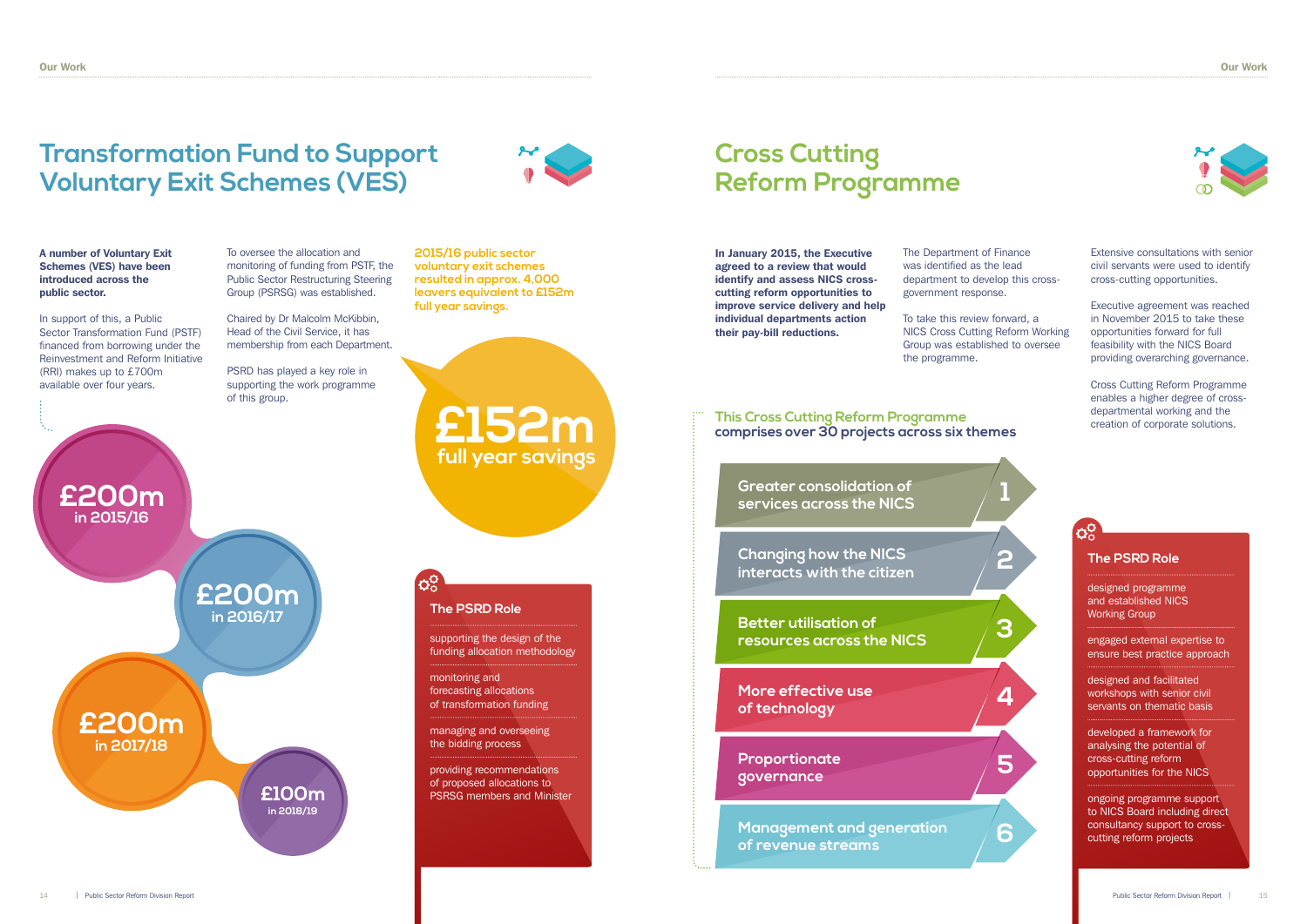# Transformation Fund to Support Voluntary Exit Schemes (VES)

**A number of Voluntary Exit Schemes (VES) have been introduced across the public sector.**

In support of this, a Public Sector Transformation Fund (PSTF) financed from borrowing under the Reinvestment and Reform Initiative (RRI) makes up to £700m available over four years.

To oversee the allocation and monitoring of funding from PSTF, the Public Sector Restructuring Steering Group (PSRSG) was established.

Chaired by Dr Malcolm McKibbin, Head of the Civil Service, it has membership from each Department.

PSRD has played a key role in supporting the work programme of this group.

**2015/16 public sector voluntary exit schemes resulted in approx. 4,000 leavers equivalent to £152m full year savings.**

**£152m** full year savings

**£200m** in 2015/16

**£200m** in 2016/17

**£200m** in 2017/18

**£100m** in 2018/19

### The PSRD Role

- supporting the design of the funding allocation methodology
- monitoring and forecasting allocations of transformation funding
- managing and overseeing the bidding process
- providing recommendations of proposed allocations to PSRSG members and Minister

# Cross Cutting Reform Programme

**In January 2015, the Executive agreed to a review that would identify and assess NICS cross-cutting reform opportunities to improve service delivery and help individual departments action their pay-bill reductions.**

The Department of Finance was identified as the lead department to develop this cross-government response.

To take this review forward, a NICS Cross Cutting Reform Working Group was established to oversee the programme.

Extensive consultations with senior civil servants were used to identify cross-cutting opportunities.

Executive agreement was reached in November 2015 to take these opportunities forward for full feasibility with the NICS Board providing overarching governance.

Cross Cutting Reform Programme enables a higher degree of cross-departmental working and the creation of corporate solutions.

**This Cross Cutting Reform Programme comprises over 30 projects across six themes**

1. Greater consolidation of services across the NICS
2. Changing how the NICS interacts with the citizen
3. Better utilisation of resources across the NICS
4. More effective use of technology
5. Proportionate governance
6. Management and generation of revenue streams

### The PSRD Role

- designed programme and established NICS Working Group
- engaged external expertise to ensure best practice approach
- designed and facilitated workshops with senior civil servants on thematic basis
- developed a framework for analysing the potential of cross-cutting reform opportunities for the NICS
- ongoing programme support to NICS Board including direct consultancy support to cross-cutting reform projects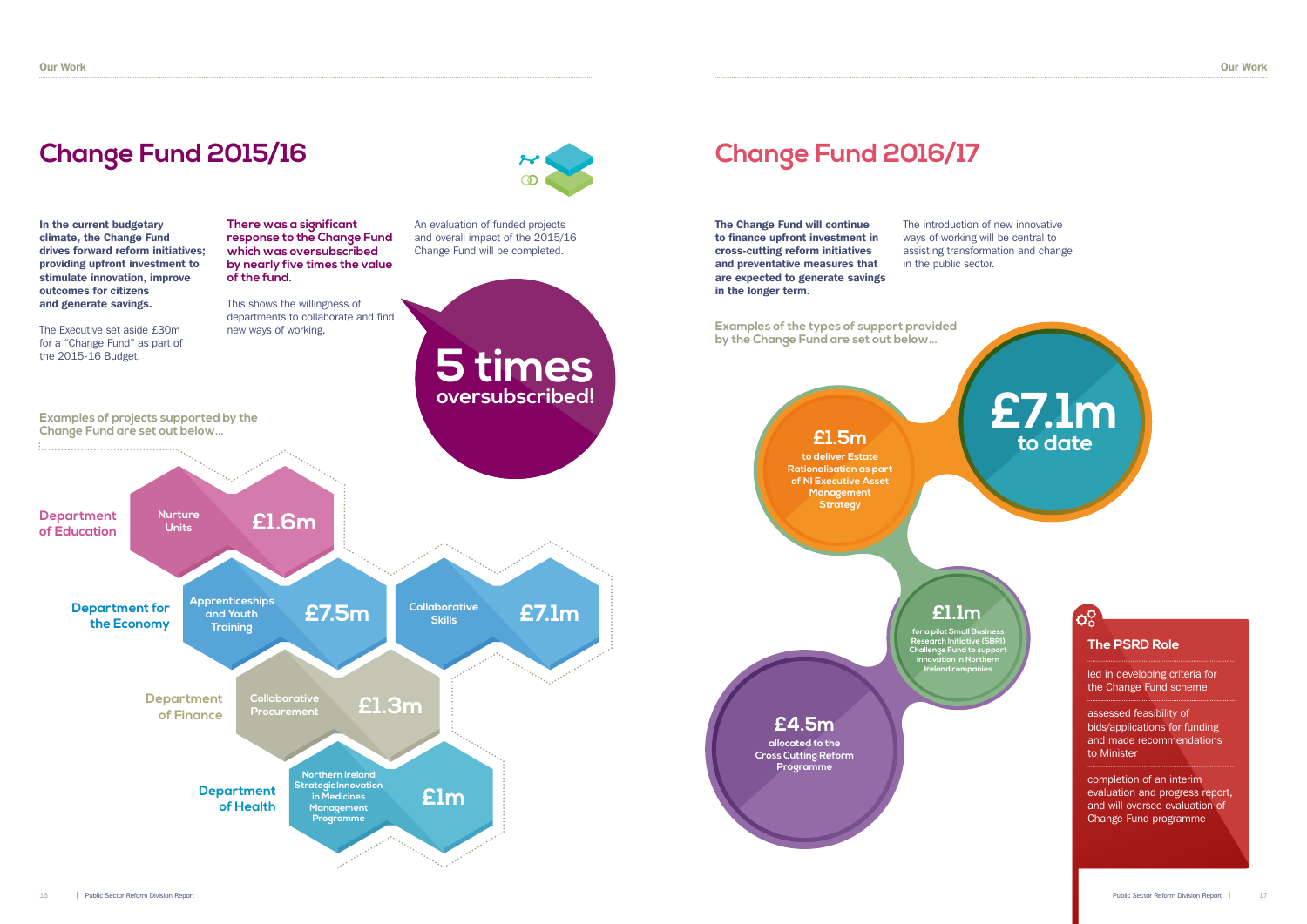# Change Fund 2015/16

**In the current budgetary climate, the Change Fund drives forward reform initiatives; providing upfront investment to stimulate innovation, improve outcomes for citizens and generate savings.**

The Executive set aside £30m for a "Change Fund" as part of the 2015-16 Budget.

**There was a significant response to the Change Fund which was oversubscribed by nearly five times the value of the fund.**

This shows the willingness of departments to collaborate and find new ways of working.

An evaluation of funded projects and overall impact of the 2015/16 Change Fund will be completed.

**5 times oversubscribed!**

Examples of projects supported by the Change Fund are set out below...

| Department | Project | Amount |
|---|---|---|
| Department of Education | Nurture Units | £1.6m |
| Department for the Economy | Apprenticeships and Youth Training | £7.5m |
| Department for the Economy | Collaborative Skills | £7.1m |
| Department of Finance | Collaborative Procurement | £1.3m |
| Department of Health | Northern Ireland Strategic Innovation in Medicines Management Programme | £1m |

# Change Fund 2016/17

**The Change Fund will continue to finance upfront investment in cross-cutting reform initiatives and preventative measures that are expected to generate savings in the longer term.**

The introduction of new innovative ways of working will be central to assisting transformation and change in the public sector.

Examples of the types of support provided by the Change Fund are set out below...

**£7.1m** to date

**£1.5m** to deliver Estate Rationalisation as part of NI Executive Asset Management Strategy

**£1.1m** for a pilot Small Business Research Initiative (SBRI) Challenge Fund to support innovation in Northern Ireland companies

**£4.5m** allocated to the Cross Cutting Reform Programme

## The PSRD Role

- led in developing criteria for the Change Fund scheme
- assessed feasibility of bids/applications for funding and made recommendations to Minister
- completion of an interim evaluation and progress report, and will oversee evaluation of Change Fund programme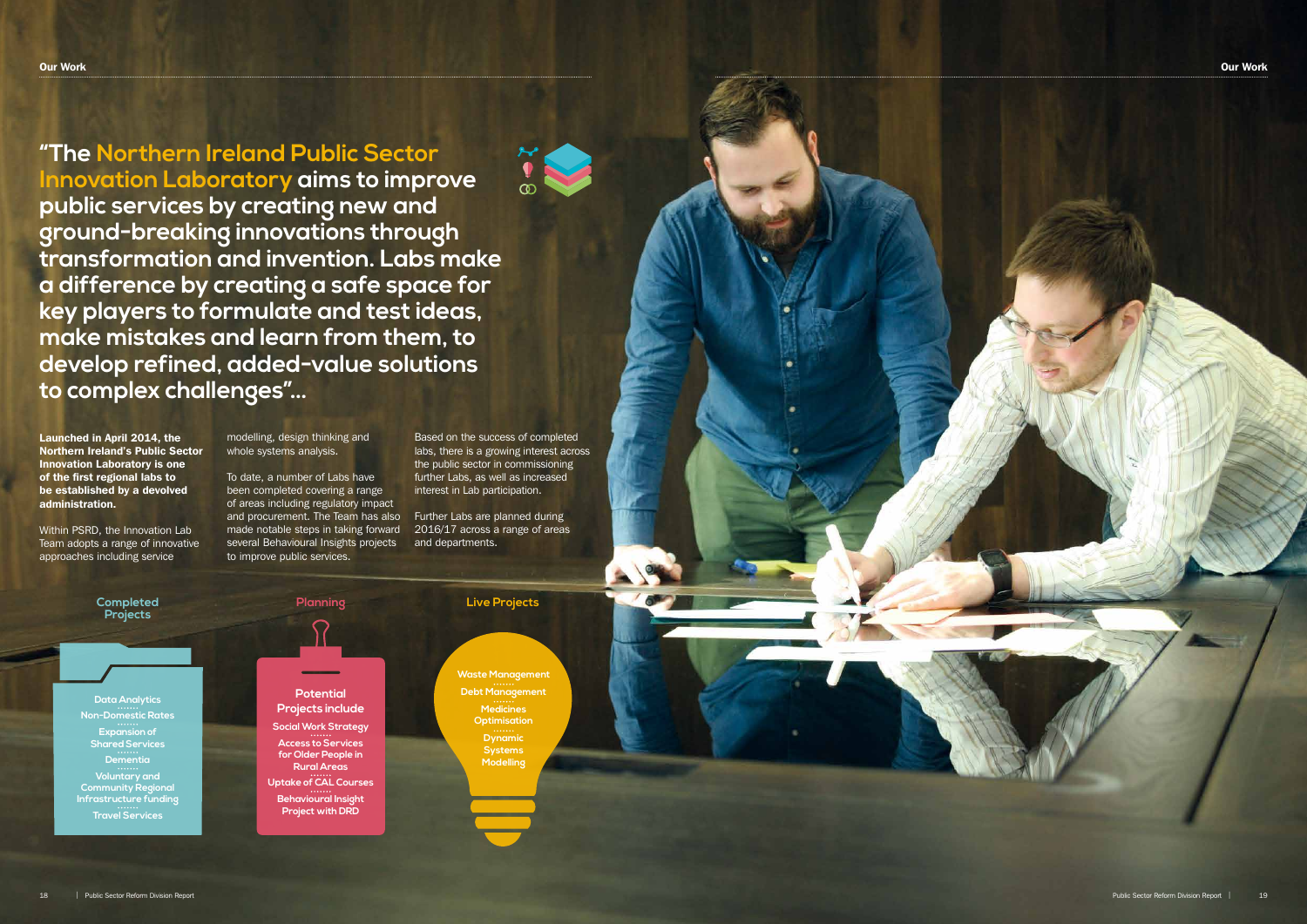# "The Northern Ireland Public Sector Innovation Laboratory aims to improve public services by creating new and ground-breaking innovations through transformation and invention. Labs make a difference by creating a safe space for key players to formulate and test ideas, make mistakes and learn from them, to develop refined, added-value solutions to complex challenges"...

**Launched in April 2014, the Northern Ireland's Public Sector Innovation Laboratory is one of the first regional labs to be established by a devolved administration.**

Within PSRD, the Innovation Lab Team adopts a range of innovative approaches including service modelling, design thinking and whole systems analysis.

To date, a number of Labs have been completed covering a range of areas including regulatory impact and procurement. The Team has also made notable steps in taking forward several Behavioural Insights projects to improve public services.

Based on the success of completed labs, there is a growing interest across the public sector in commissioning further Labs, as well as increased interest in Lab participation.

Further Labs are planned during 2016/17 across a range of areas and departments.

## Completed Projects

- Data Analytics
- Non-Domestic Rates
- Expansion of Shared Services
- Dementia
- Voluntary and Community Regional Infrastructure funding
- Travel Services

## Planning

**Potential Projects include**

- Social Work Strategy
- Access to Services for Older People in Rural Areas
- Uptake of CAL Courses
- Behavioural Insight Project with DRD

## Live Projects

- Waste Management
- Debt Management
- Medicines Optimisation
- Dynamic Systems Modelling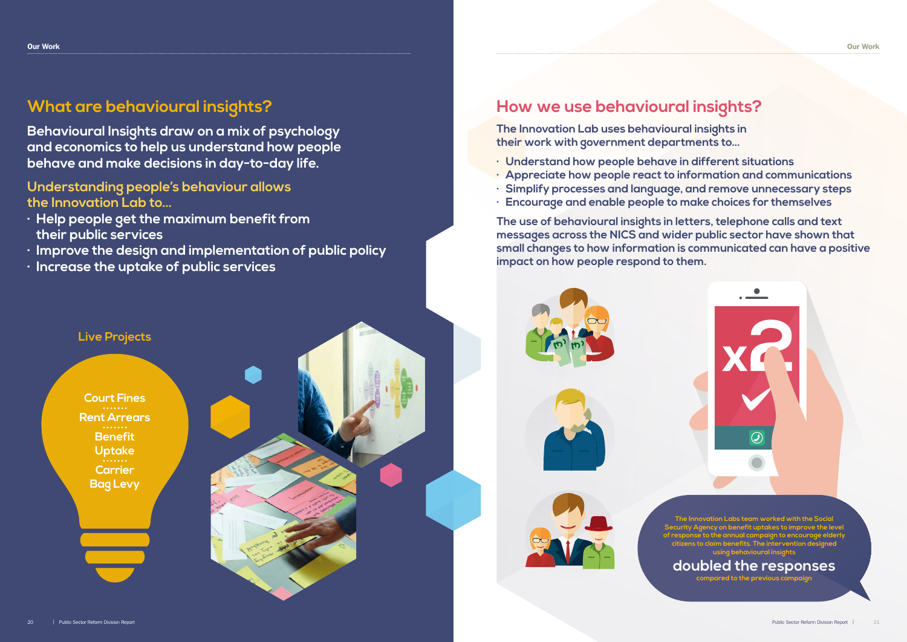## What are behavioural insights?

**Behavioural Insights draw on a mix of psychology and economics to help us understand how people behave and make decisions in day-to-day life.**

### Understanding people's behaviour allows the Innovation Lab to...

- Help people get the maximum benefit from their public services
- Improve the design and implementation of public policy
- Increase the uptake of public services

### Live Projects

Court Fines

Rent Arrears

Benefit Uptake

Carrier Bag Levy

## How we use behavioural insights?

**The Innovation Lab uses behavioural insights in their work with government departments to...**

- Understand how people behave in different situations
- Appreciate how people react to information and communications
- Simplify processes and language, and remove unnecessary steps
- Encourage and enable people to make choices for themselves

**The use of behavioural insights in letters, telephone calls and text messages across the NICS and wider public sector have shown that small changes to how information is communicated can have a positive impact on how people respond to them.**

x2

The Innovation Labs team worked with the Social Security Agency on benefit uptakes to improve the level of response to the annual campaign to encourage elderly citizens to claim benefits. The intervention designed using behavioural insights

**doubled the responses**

compared to the previous campaign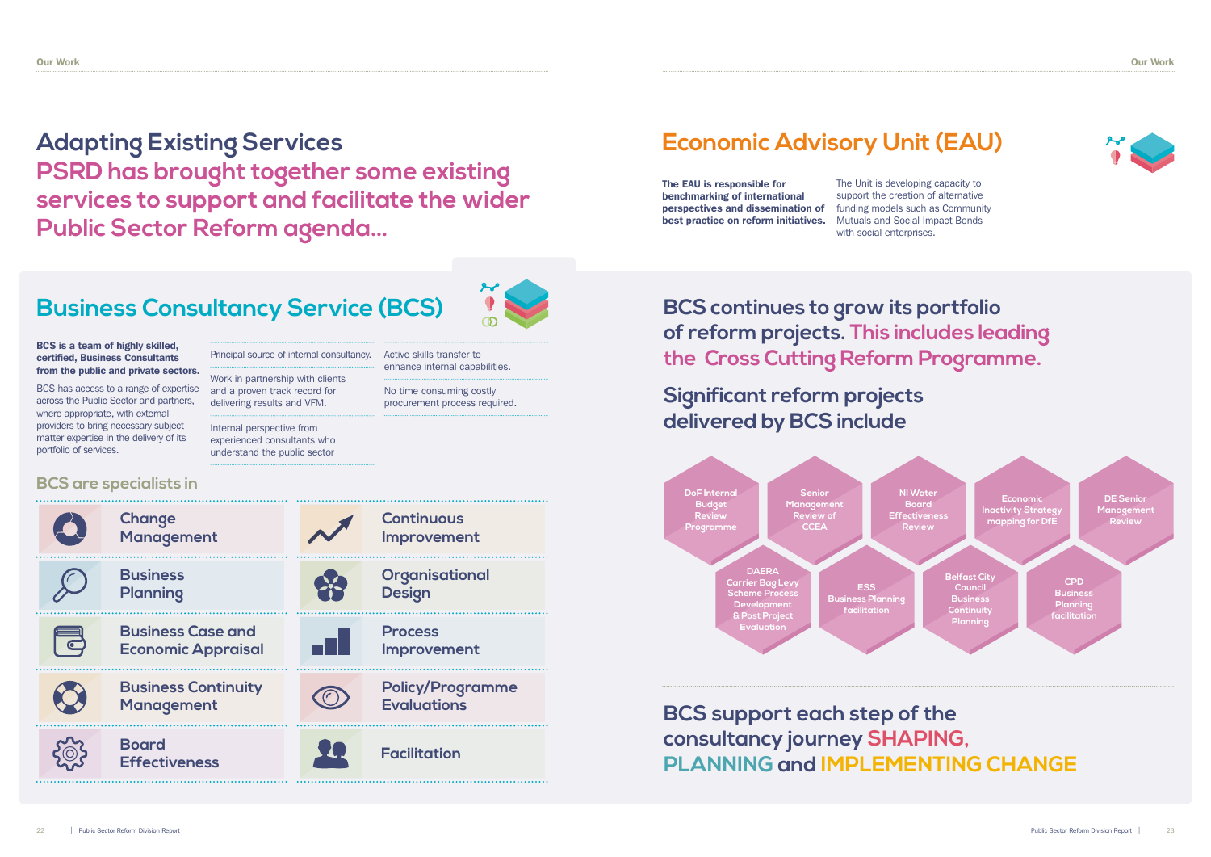# Adapting Existing Services

## PSRD has brought together some existing services to support and facilitate the wider Public Sector Reform agenda...

## Business Consultancy Service (BCS)

**BCS is a team of highly skilled, certified, Business Consultants from the public and private sectors.**

BCS has access to a range of expertise across the Public Sector and partners, where appropriate, with external providers to bring necessary subject matter expertise in the delivery of its portfolio of services.

- Principal source of internal consultancy.
- Work in partnership with clients and a proven track record for delivering results and VFM.
- Internal perspective from experienced consultants who understand the public sector
- Active skills transfer to enhance internal capabilities.
- No time consuming costly procurement process required.

### BCS are specialists in

- Change Management
- Continuous Improvement
- Business Planning
- Organisational Design
- Business Case and Economic Appraisal
- Process Improvement
- Business Continuity Management
- Policy/Programme Evaluations
- Board Effectiveness
- Facilitation

## Economic Advisory Unit (EAU)

**The EAU is responsible for benchmarking of international perspectives and dissemination of best practice on reform initiatives.**

The Unit is developing capacity to support the creation of alternative funding models such as Community Mutuals and Social Impact Bonds with social enterprises.

## BCS continues to grow its portfolio of reform projects. This includes leading the Cross Cutting Reform Programme.

## Significant reform projects delivered by BCS include

- DoF Internal Budget Review Programme
- Senior Management Review of CCEA
- NI Water Board Effectiveness Review
- Economic Inactivity Strategy mapping for DfE
- DE Senior Management Review
- DAERA Carrier Bag Levy Scheme Process Development & Post Project Evaluation
- ESS Business Planning facilitation
- Belfast City Council Business Continuity Planning
- CPD Business Planning facilitation

## BCS support each step of the consultancy journey SHAPING, PLANNING and IMPLEMENTING CHANGE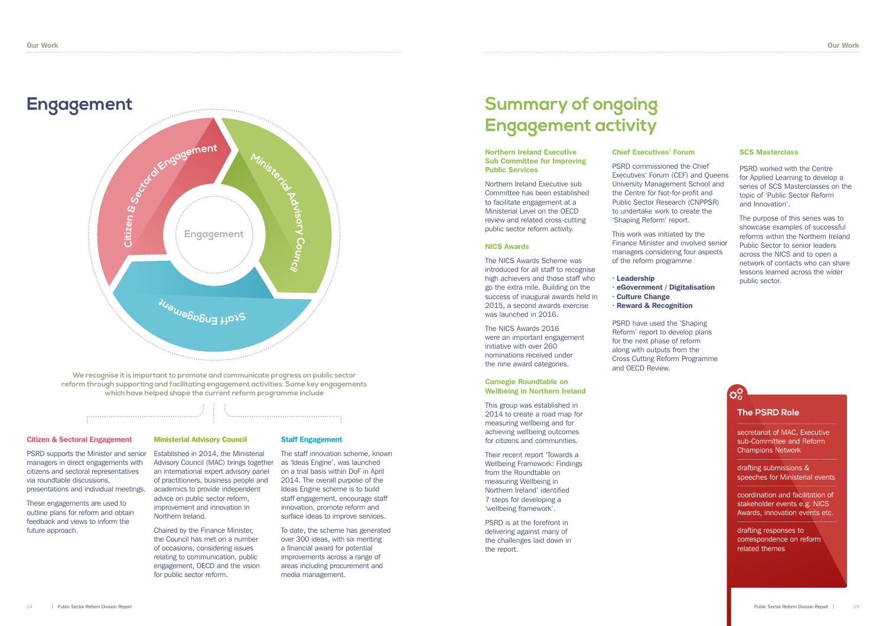# Engagement

Citizen & Sectoral Engagement

Ministerial Advisory Council

Staff Engagement

Engagement

We recognise it is important to promote and communicate progress on public sector reform through supporting and facilitating engagement activities. Some key engagements which have helped shape the current reform programme include

### Citizen & Sectoral Engagement

PSRD supports the Minister and senior managers in direct engagements with citizens and sectoral representatives via roundtable discussions, presentations and individual meetings.

These engagements are used to outline plans for reform and obtain feedback and views to inform the future approach.

### Ministerial Advisory Council

Established in 2014, the Ministerial Advisory Council (MAC) brings together an international expert advisory panel of practitioners, business people and academics to provide independent advice on public sector reform, improvement and innovation in Northern Ireland.

Chaired by the Finance Minister, the Council has met on a number of occasions, considering issues relating to communication, public engagement, OECD and the vision for public sector reform.

### Staff Engagement

The staff innovation scheme, known as 'Ideas Engine', was launched on a trial basis within DoF in April 2014. The overall purpose of the Ideas Engine scheme is to build staff engagement, encourage staff innovation, promote reform and surface ideas to improve services.

To date, the scheme has generated over 300 ideas, with six meriting a financial award for potential improvements across a range of areas including procurement and media management.

# Summary of ongoing Engagement activity

### Northern Ireland Executive Sub Committee for Improving Public Services

Northern Ireland Executive sub Committee has been established to facilitate engagement at a Ministerial Level on the OECD review and related cross-cutting public sector reform activity.

### NICS Awards

The NICS Awards Scheme was introduced for all staff to recognise high achievers and those staff who go the extra mile. Building on the success of inaugural awards held in 2015, a second awards exercise was launched in 2016.

The NICS Awards 2016 were an important engagement initiative with over 260 nominations received under the nine award categories.

### Carnegie Roundtable on Wellbeing in Northern Ireland

This group was established in 2014 to create a road map for measuring wellbeing and for achieving wellbeing outcomes for citizens and communities.

Their recent report 'Towards a Wellbeing Framework: Findings from the Roundtable on measuring Wellbeing in Northern Ireland' identified 7 steps for developing a 'wellbeing framework'.

PSRD is at the forefront in delivering against many of the challenges laid down in the report.

### Chief Executives' Forum

PSRD commissioned the Chief Executives' Forum (CEF) and Queens University Management School and the Centre for Not-for-profit and Public Sector Research (CNPPSR) to undertake work to create the 'Shaping Reform' report.

This work was initiated by the Finance Minister and involved senior managers considering four aspects of the reform programme

- **Leadership**
- **eGovernment / Digitalisation**
- **Culture Change**
- **Reward & Recognition**

PSRD have used the 'Shaping Reform' report to develop plans for the next phase of reform along with outputs from the Cross Cutting Reform Programme and OECD Review.

### SCS Masterclass

PSRD worked with the Centre for Applied Learning to develop a series of SCS Masterclasses on the topic of 'Public Sector Reform and Innovation'.

The purpose of this series was to showcase examples of successful reforms within the Northern Ireland Public Sector to senior leaders across the NICS and to open a network of contacts who can share lessons learned across the wider public sector.

### The PSRD Role

- secretariat of MAC, Executive sub-Committee and Reform Champions Network
- drafting submissions & speeches for Ministerial events
- coordination and facilitation of stakeholder events e.g. NICS Awards, innovation events etc.
- drafting responses to correspondence on reform related themes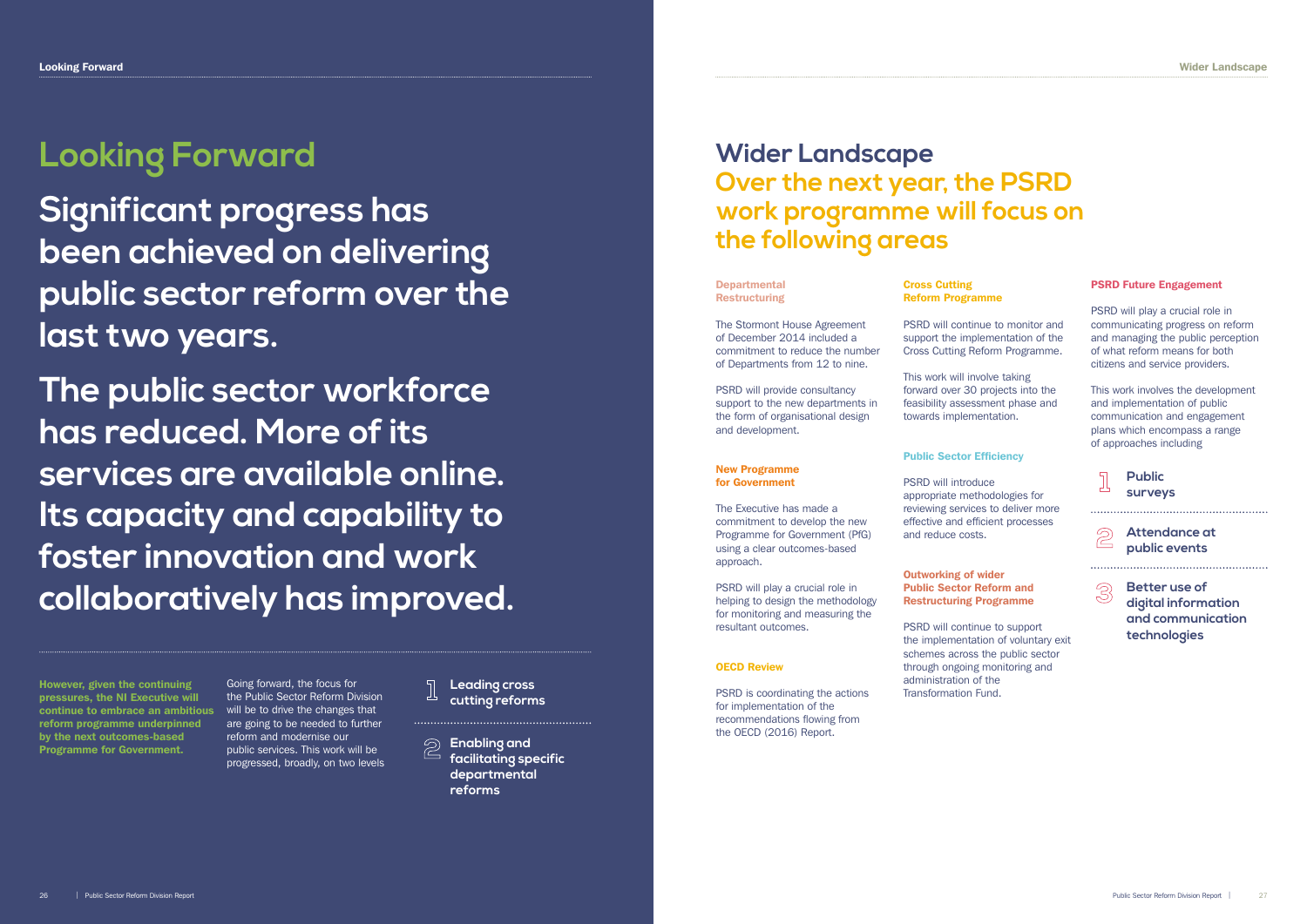# Looking Forward

## Significant progress has been achieved on delivering public sector reform over the last two years.

## The public sector workforce has reduced. More of its services are available online. Its capacity and capability to foster innovation and work collaboratively has improved.

**However, given the continuing pressures, the NI Executive will continue to embrace an ambitious reform programme underpinned by the next outcomes-based Programme for Government.**

Going forward, the focus for the Public Sector Reform Division will be to drive the changes that are going to be needed to further reform and modernise our public services. This work will be progressed, broadly, on two levels

1. **Leading cross cutting reforms**
2. **Enabling and facilitating specific departmental reforms**

# Wider Landscape

## Over the next year, the PSRD work programme will focus on the following areas

### Departmental Restructuring

The Stormont House Agreement of December 2014 included a commitment to reduce the number of Departments from 12 to nine.

PSRD will provide consultancy support to the new departments in the form of organisational design and development.

### New Programme for Government

The Executive has made a commitment to develop the new Programme for Government (PfG) using a clear outcomes-based approach.

PSRD will play a crucial role in helping to design the methodology for monitoring and measuring the resultant outcomes.

### OECD Review

PSRD is coordinating the actions for implementation of the recommendations flowing from the OECD (2016) Report.

### Cross Cutting Reform Programme

PSRD will continue to monitor and support the implementation of the Cross Cutting Reform Programme.

This work will involve taking forward over 30 projects into the feasibility assessment phase and towards implementation.

### Public Sector Efficiency

PSRD will introduce appropriate methodologies for reviewing services to deliver more effective and efficient processes and reduce costs.

### Outworking of wider Public Sector Reform and Restructuring Programme

PSRD will continue to support the implementation of voluntary exit schemes across the public sector through ongoing monitoring and administration of the Transformation Fund.

### PSRD Future Engagement

PSRD will play a crucial role in communicating progress on reform and managing the public perception of what reform means for both citizens and service providers.

This work involves the development and implementation of public communication and engagement plans which encompass a range of approaches including

1. **Public surveys**
2. **Attendance at public events**
3. **Better use of digital information and communication technologies**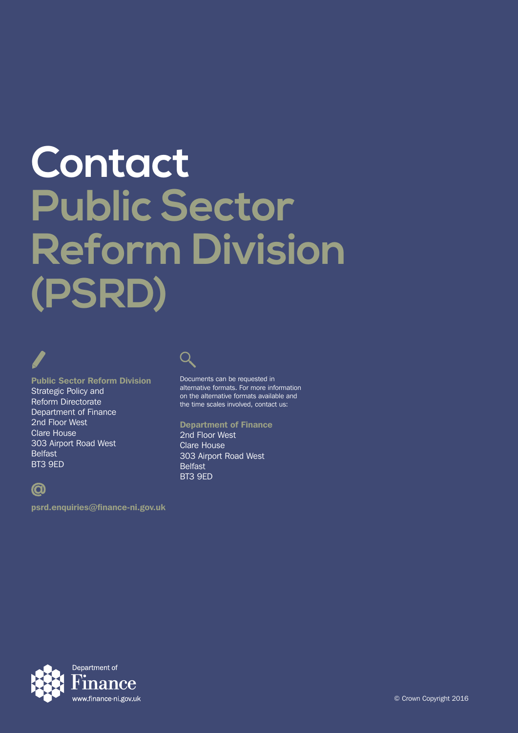# Contact Public Sector Reform Division (PSRD)

**Public Sector Reform Division**
Strategic Policy and
Reform Directorate
Department of Finance
2nd Floor West
Clare House
303 Airport Road West
Belfast
BT3 9ED

**psrd.enquiries@finance-ni.gov.uk**

Documents can be requested in alternative formats. For more information on the alternative formats available and the time scales involved, contact us:

**Department of Finance**
2nd Floor West
Clare House
303 Airport Road West
Belfast
BT3 9ED

Department of Finance
www.finance-ni.gov.uk

© Crown Copyright 2016